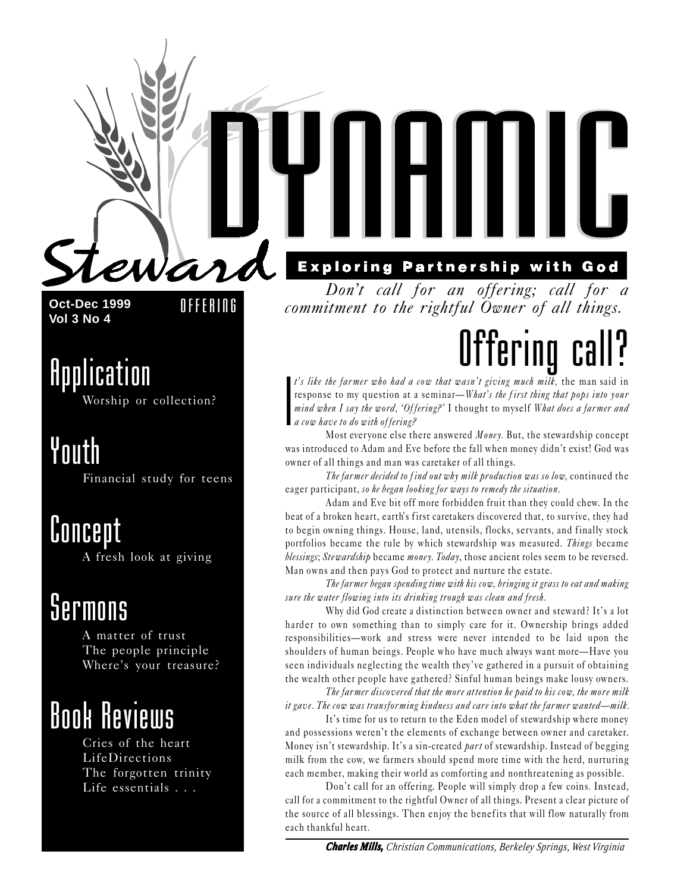# Steward DYNAMIC

**Exploring Partnership with God**

**Oct-Dec 1999**
**Vol 3 No 4**

OFFERING

## Application

Worship or collection?

## Youth

Financial study for teens

## Concept

A fresh look at giving

## Sermons

A matter of trust
The people principle
Where's your treasure?

## Book Reviews

Cries of the heart
LifeDirections
The forgotten trinity
Life essentials . . .

*Don't call for an offering; call for a commitment to the rightful Owner of all things.*

# Offering call?

*It's like the farmer who had a cow that wasn't giving much milk*, the man said in response to my question at a seminar—*What's the first thing that pops into your mind when I say the word, 'Offering?'* I thought to myself *What does a farmer and a cow have to do with offering?*

Most everyone else there answered *Money*. But, the stewardship concept was introduced to Adam and Eve before the fall when money didn't exist! God was owner of all things and man was caretaker of all things.

*The farmer decided to find out why milk production was so low*, continued the eager participant, *so he began looking for ways to remedy the situation*.

Adam and Eve bit off more forbidden fruit than they could chew. In the beat of a broken heart, earth's first caretakers discovered that, to survive, they had to begin owning things. House, land, utensils, flocks, servants, and finally stock portfolios became the rule by which stewardship was measured. *Things* became *blessings*; *Stewardship* became *money*. *Today*, those ancient roles seem to be reversed. Man owns and then pays God to protect and nurture the estate.

*The farmer began spending time with his cow, bringing it grass to eat and making sure the water flowing into its drinking trough was clean and fresh.*

Why did God create a distinction between owner and steward? It's a lot harder to own something than to simply care for it. Ownership brings added responsibilities—work and stress were never intended to be laid upon the shoulders of human beings. People who have much always want more—Have you seen individuals neglecting the wealth they've gathered in a pursuit of obtaining the wealth other people have gathered? Sinful human beings make lousy owners.

*The farmer discovered that the more attention he paid to his cow, the more milk it gave. The cow was transforming kindness and care into what the farmer wanted—milk.*

It's time for us to return to the Eden model of stewardship where money and possessions weren't the elements of exchange between owner and caretaker. Money isn't stewardship. It's a sin-created *part* of stewardship. Instead of begging milk from the cow, we farmers should spend more time with the herd, nurturing each member, making their world as comforting and nonthreatening as possible.

Don't call for an offering. People will simply drop a few coins. Instead, call for a commitment to the rightful Owner of all things. Present a clear picture of the source of all blessings. Then enjoy the benefits that will flow naturally from each thankful heart.

***Charles Mills,*** *Christian Communications, Berkeley Springs, West Virginia*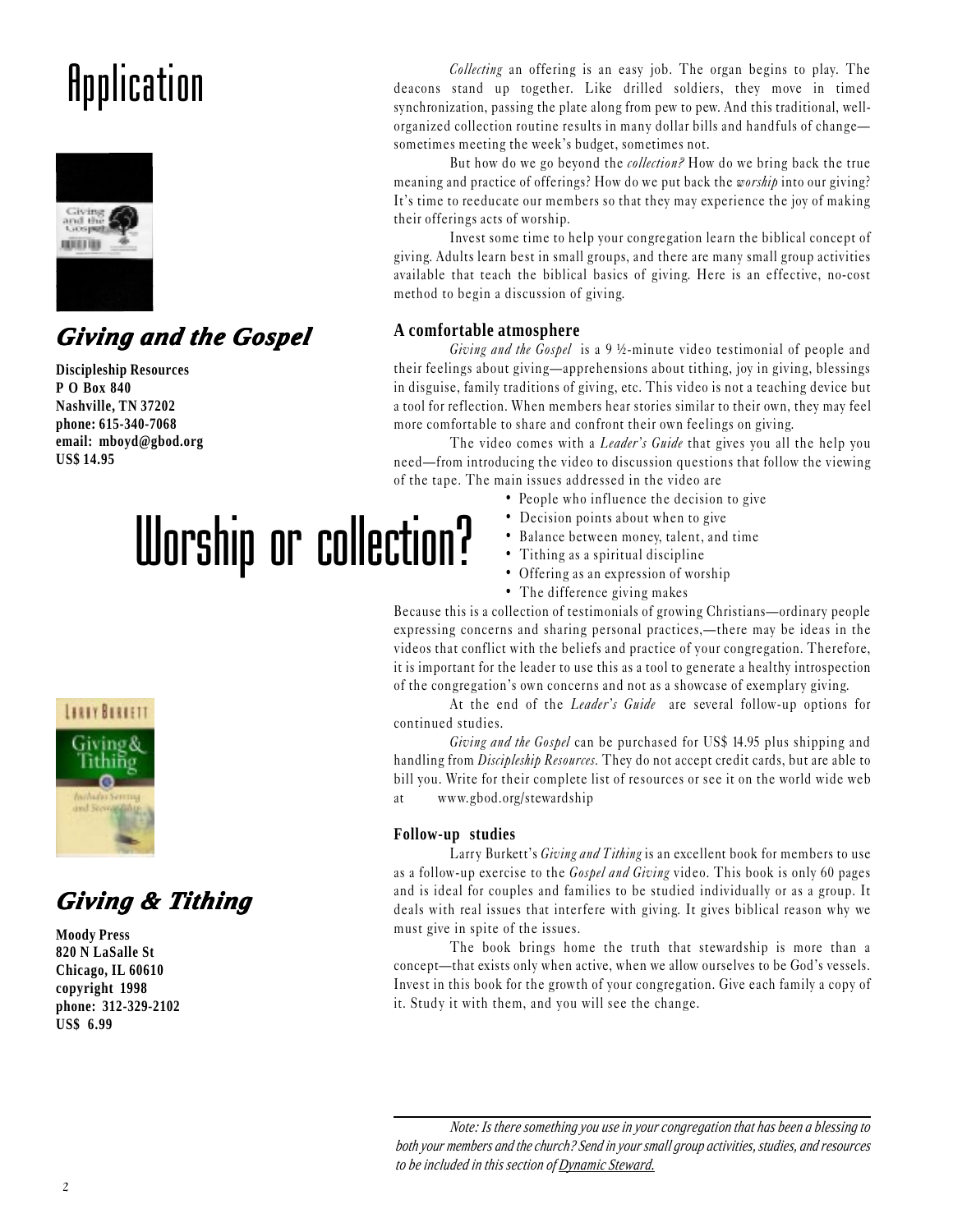# Application

### *Giving and the Gospel*

**Discipleship Resources**
**P O Box 840**
**Nashville, TN 37202**
**phone: 615-340-7068**
**email: mboyd@gbod.org**
**US$ 14.95**

# Worship or collection?

*Collecting* an offering is an easy job. The organ begins to play. The deacons stand up together. Like drilled soldiers, they move in timed synchronization, passing the plate along from pew to pew. And this traditional, well-organized collection routine results in many dollar bills and handfuls of change—sometimes meeting the week's budget, sometimes not.

But how do we go beyond the *collection?* How do we bring back the true meaning and practice of offerings? How do we put back the *worship* into our giving? It's time to reeducate our members so that they may experience the joy of making their offerings acts of worship.

Invest some time to help your congregation learn the biblical concept of giving. Adults learn best in small groups, and there are many small group activities available that teach the biblical basics of giving. Here is an effective, no-cost method to begin a discussion of giving.

**A comfortable atmosphere**

*Giving and the Gospel* is a 9 ½-minute video testimonial of people and their feelings about giving—apprehensions about tithing, joy in giving, blessings in disguise, family traditions of giving, etc. This video is not a teaching device but a tool for reflection. When members hear stories similar to their own, they may feel more comfortable to share and confront their own feelings on giving.

The video comes with a *Leader's Guide* that gives you all the help you need—from introducing the video to discussion questions that follow the viewing of the tape. The main issues addressed in the video are

- People who influence the decision to give
- Decision points about when to give
- Balance between money, talent, and time
- Tithing as a spiritual discipline
- Offering as an expression of worship
- The difference giving makes

Because this is a collection of testimonials of growing Christians—ordinary people expressing concerns and sharing personal practices,—there may be ideas in the videos that conflict with the beliefs and practice of your congregation. Therefore, it is important for the leader to use this as a tool to generate a healthy introspection of the congregation's own concerns and not as a showcase of exemplary giving.

At the end of the *Leader's Guide* are several follow-up options for continued studies.

*Giving and the Gospel* can be purchased for US$ 14.95 plus shipping and handling from *Discipleship Resources*. They do not accept credit cards, but are able to bill you. Write for their complete list of resources or see it on the world wide web at www.gbod.org/stewardship

**Follow-up studies**

Larry Burkett's *Giving and Tithing* is an excellent book for members to use as a follow-up exercise to the *Gospel and Giving* video. This book is only 60 pages and is ideal for couples and families to be studied individually or as a group. It deals with real issues that interfere with giving. It gives biblical reason why we must give in spite of the issues.

The book brings home the truth that stewardship is more than a concept—that exists only when active, when we allow ourselves to be God's vessels. Invest in this book for the growth of your congregation. Give each family a copy of it. Study it with them, and you will see the change.

### *Giving & Tithing*

**Moody Press**
**820 N LaSalle St**
**Chicago, IL 60610**
**copyright 1998**
**phone: 312-329-2102**
**US$ 6.99**

---

*Note: Is there something you use in your congregation that has been a blessing to both your members and the church? Send in your small group activities, studies, and resources to be included in this section of Dynamic Steward.*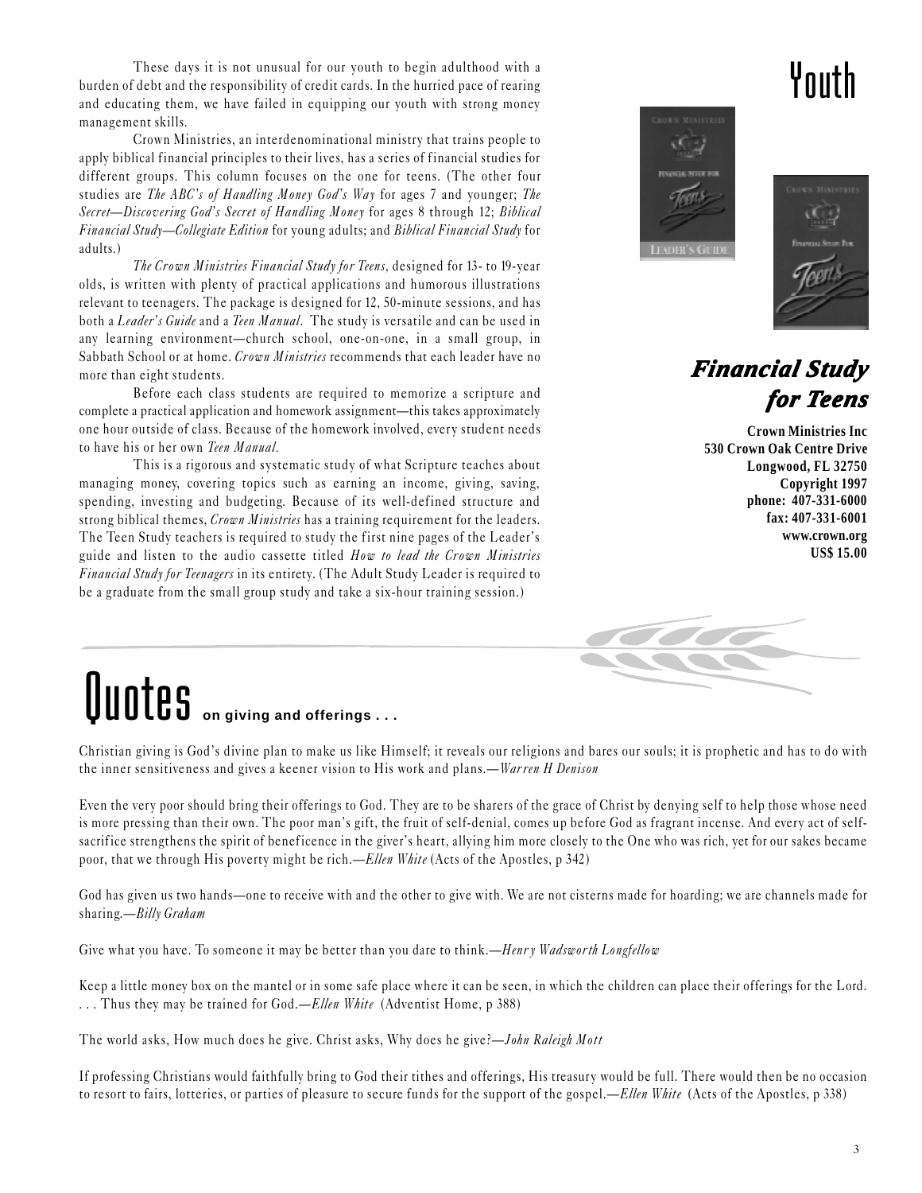# Youth

These days it is not unusual for our youth to begin adulthood with a burden of debt and the responsibility of credit cards. In the hurried pace of rearing and educating them, we have failed in equipping our youth with strong money management skills.

Crown Ministries, an interdenominational ministry that trains people to apply biblical financial principles to their lives, has a series of financial studies for different groups. This column focuses on the one for teens. (The other four studies are *The ABC's of Handling Money God's Way* for ages 7 and younger; *The Secret—Discovering God's Secret of Handling Money* for ages 8 through 12; *Biblical Financial Study—Collegiate Edition* for young adults; and *Biblical Financial Study* for adults.)

*The Crown Ministries Financial Study for Teens*, designed for 13- to 19-year olds, is written with plenty of practical applications and humorous illustrations relevant to teenagers. The package is designed for 12, 50-minute sessions, and has both a *Leader's Guide* and a *Teen Manual*. The study is versatile and can be used in any learning environment—church school, one-on-one, in a small group, in Sabbath School or at home. *Crown Ministries* recommends that each leader have no more than eight students.

Before each class students are required to memorize a scripture and complete a practical application and homework assignment—this takes approximately one hour outside of class. Because of the homework involved, every student needs to have his or her own *Teen Manual.*

This is a rigorous and systematic study of what Scripture teaches about managing money, covering topics such as earning an income, giving, saving, spending, investing and budgeting. Because of its well-defined structure and strong biblical themes, *Crown Ministries* has a training requirement for the leaders. The Teen Study teachers is required to study the first nine pages of the Leader's guide and listen to the audio cassette titled *How to lead the Crown Ministries Financial Study for Teenagers* in its entirety. (The Adult Study Leader is required to be a graduate from the small group study and take a six-hour training session.)

## *Financial Study for Teens*

**Crown Ministries Inc**
**530 Crown Oak Centre Drive**
**Longwood, FL 32750**
**Copyright 1997**
**phone: 407-331-6000**
**fax: 407-331-6001**
**www.crown.org**
**US$ 15.00**

# Quotes **on giving and offerings . . .**

Christian giving is God's divine plan to make us like Himself; it reveals our religions and bares our souls; it is prophetic and has to do with the inner sensitiveness and gives a keener vision to His work and plans.—*Warren H Denison*

Even the very poor should bring their offerings to God. They are to be sharers of the grace of Christ by denying self to help those whose need is more pressing than their own. The poor man's gift, the fruit of self-denial, comes up before God as fragrant incense. And every act of self-sacrifice strengthens the spirit of beneficence in the giver's heart, allying him more closely to the One who was rich, yet for our sakes became poor, that we through His poverty might be rich.—*Ellen White* (Acts of the Apostles, p 342)

God has given us two hands—one to receive with and the other to give with. We are not cisterns made for hoarding; we are channels made for sharing.—*Billy Graham*

Give what you have. To someone it may be better than you dare to think.—*Henry Wadsworth Longfellow*

Keep a little money box on the mantel or in some safe place where it can be seen, in which the children can place their offerings for the Lord. . . . Thus they may be trained for God.—*Ellen White* (Adventist Home, p 388)

The world asks, How much does he give. Christ asks, Why does he give?—*John Raleigh Mott*

If professing Christians would faithfully bring to God their tithes and offerings, His treasury would be full. There would then be no occasion to resort to fairs, lotteries, or parties of pleasure to secure funds for the support of the gospel.—*Ellen White* (Acts of the Apostles, p 338)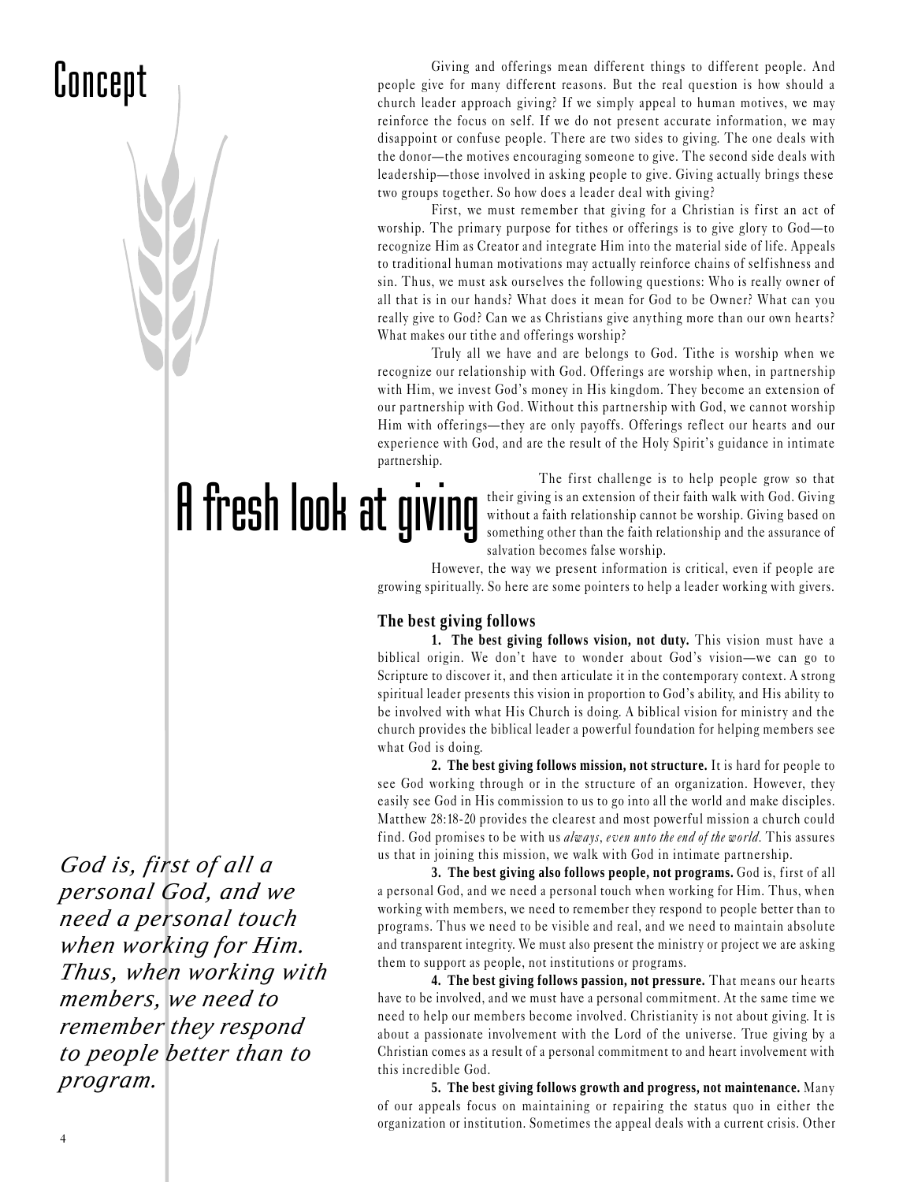# Concept

# A fresh look at giving

Giving and offerings mean different things to different people. And people give for many different reasons. But the real question is how should a church leader approach giving? If we simply appeal to human motives, we may reinforce the focus on self. If we do not present accurate information, we may disappoint or confuse people. There are two sides to giving. The one deals with the donor—the motives encouraging someone to give. The second side deals with leadership—those involved in asking people to give. Giving actually brings these two groups together. So how does a leader deal with giving?

First, we must remember that giving for a Christian is first an act of worship. The primary purpose for tithes or offerings is to give glory to God—to recognize Him as Creator and integrate Him into the material side of life. Appeals to traditional human motivations may actually reinforce chains of selfishness and sin. Thus, we must ask ourselves the following questions: Who is really owner of all that is in our hands? What does it mean for God to be Owner? What can you really give to God? Can we as Christians give anything more than our own hearts? What makes our tithe and offerings worship?

Truly all we have and are belongs to God. Tithe is worship when we recognize our relationship with God. Offerings are worship when, in partnership with Him, we invest God's money in His kingdom. They become an extension of our partnership with God. Without this partnership with God, we cannot worship Him with offerings—they are only payoffs. Offerings reflect our hearts and our experience with God, and are the result of the Holy Spirit's guidance in intimate partnership.

The first challenge is to help people grow so that their giving is an extension of their faith walk with God. Giving without a faith relationship cannot be worship. Giving based on something other than the faith relationship and the assurance of salvation becomes false worship.

However, the way we present information is critical, even if people are growing spiritually. So here are some pointers to help a leader working with givers.

### The best giving follows

**1. The best giving follows vision, not duty.** This vision must have a biblical origin. We don't have to wonder about God's vision—we can go to Scripture to discover it, and then articulate it in the contemporary context. A strong spiritual leader presents this vision in proportion to God's ability, and His ability to be involved with what His Church is doing. A biblical vision for ministry and the church provides the biblical leader a powerful foundation for helping members see what God is doing.

**2. The best giving follows mission, not structure.** It is hard for people to see God working through or in the structure of an organization. However, they easily see God in His commission to us to go into all the world and make disciples. Matthew 28:18-20 provides the clearest and most powerful mission a church could find. God promises to be with us *always, even unto the end of the world.* This assures us that in joining this mission, we walk with God in intimate partnership.

**3. The best giving also follows people, not programs.** God is, first of all a personal God, and we need a personal touch when working for Him. Thus, when working with members, we need to remember they respond to people better than to programs. Thus we need to be visible and real, and we need to maintain absolute and transparent integrity. We must also present the ministry or project we are asking them to support as people, not institutions or programs.

*God is, first of all a personal God, and we need a personal touch when working for Him. Thus, when working with members, we need to remember they respond to people better than to program.*

**4. The best giving follows passion, not pressure.** That means our hearts have to be involved, and we must have a personal commitment. At the same time we need to help our members become involved. Christianity is not about giving. It is about a passionate involvement with the Lord of the universe. True giving by a Christian comes as a result of a personal commitment to and heart involvement with this incredible God.

**5. The best giving follows growth and progress, not maintenance.** Many of our appeals focus on maintaining or repairing the status quo in either the organization or institution. Sometimes the appeal deals with a current crisis. Other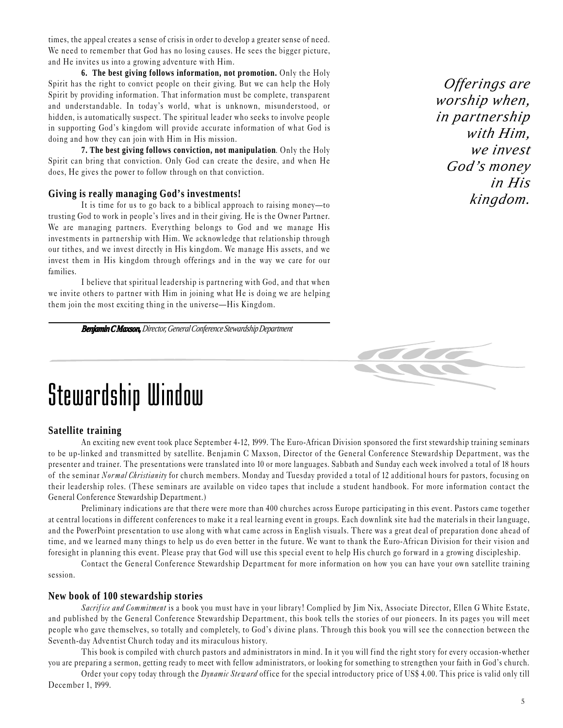times, the appeal creates a sense of crisis in order to develop a greater sense of need. We need to remember that God has no losing causes. He sees the bigger picture, and He invites us into a growing adventure with Him.

**6. The best giving follows information, not promotion.** Only the Holy Spirit has the right to convict people on their giving. But we can help the Holy Spirit by providing information. That information must be complete, transparent and understandable. In today's world, what is unknown, misunderstood, or hidden, is automatically suspect. The spiritual leader who seeks to involve people in supporting God's kingdom will provide accurate information of what God is doing and how they can join with Him in His mission.

**7. The best giving follows conviction, not manipulation**. Only the Holy Spirit can bring that conviction. Only God can create the desire, and when He does, He gives the power to follow through on that conviction.

### Giving is really managing God's investments!

It is time for us to go back to a biblical approach to raising money—to trusting God to work in people's lives and in their giving. He is the Owner Partner. We are managing partners. Everything belongs to God and we manage His investments in partnership with Him. We acknowledge that relationship through our tithes, and we invest directly in His kingdom. We manage His assets, and we invest them in His kingdom through offerings and in the way we care for our families.

I believe that spiritual leadership is partnering with God, and that when we invite others to partner with Him in joining what He is doing we are helping them join the most exciting thing in the universe—His Kingdom.

*Offerings are worship when, in partnership with Him, we invest God's money in His kingdom.*

***Benjamin C Maxson,*** *Director, General Conference Stewardship Department*

# Stewardship Window

### Satellite training

An exciting new event took place September 4-12, 1999. The Euro-African Division sponsored the first stewardship training seminars to be up-linked and transmitted by satellite. Benjamin C Maxson, Director of the General Conference Stewardship Department, was the presenter and trainer. The presentations were translated into 10 or more languages. Sabbath and Sunday each week involved a total of 18 hours of the seminar *Normal Christianity* for church members. Monday and Tuesday provided a total of 12 additional hours for pastors, focusing on their leadership roles. (These seminars are available on video tapes that include a student handbook. For more information contact the General Conference Stewardship Department.)

Preliminary indications are that there were more than 400 churches across Europe participating in this event. Pastors came together at central locations in different conferences to make it a real learning event in groups. Each downlink site had the materials in their language, and the PowerPoint presentation to use along with what came across in English visuals. There was a great deal of preparation done ahead of time, and we learned many things to help us do even better in the future. We want to thank the Euro-African Division for their vision and foresight in planning this event. Please pray that God will use this special event to help His church go forward in a growing discipleship.

Contact the General Conference Stewardship Department for more information on how you can have your own satellite training session.

### New book of 100 stewardship stories

*Sacrifice and Commitment* is a book you must have in your library! Complied by Jim Nix, Associate Director, Ellen G White Estate, and published by the General Conference Stewardship Department, this book tells the stories of our pioneers. In its pages you will meet people who gave themselves, so totally and completely, to God's divine plans. Through this book you will see the connection between the Seventh-day Adventist Church today and its miraculous history.

This book is compiled with church pastors and administrators in mind. In it you will find the right story for every occasion-whether you are preparing a sermon, getting ready to meet with fellow administrators, or looking for something to strengthen your faith in God's church.

Order your copy today through the *Dynamic Steward* office for the special introductory price of US$ 4.00. This price is valid only till December 1, 1999.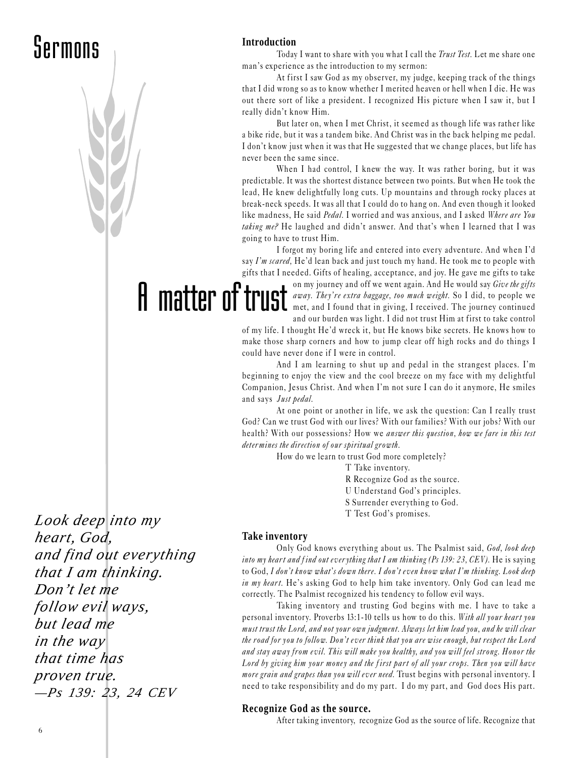# Sermons

## A matter of trust

### Introduction

Today I want to share with you what I call the *Trust Test*. Let me share one man's experience as the introduction to my sermon:

At first I saw God as my observer, my judge, keeping track of the things that I did wrong so as to know whether I merited heaven or hell when I die. He was out there sort of like a president. I recognized His picture when I saw it, but I really didn't know Him.

But later on, when I met Christ, it seemed as though life was rather like a bike ride, but it was a tandem bike. And Christ was in the back helping me pedal. I don't know just when it was that He suggested that we change places, but life has never been the same since.

When I had control, I knew the way. It was rather boring, but it was predictable. It was the shortest distance between two points. But when He took the lead, He knew delightfully long cuts. Up mountains and through rocky places at break-neck speeds. It was all that I could do to hang on. And even though it looked like madness, He said *Pedal*. I worried and was anxious, and I asked *Where are You taking me?* He laughed and didn't answer. And that's when I learned that I was going to have to trust Him.

I forgot my boring life and entered into every adventure. And when I'd say *I'm scared,* He'd lean back and just touch my hand. He took me to people with gifts that I needed. Gifts of healing, acceptance, and joy. He gave me gifts to take on my journey and off we went again. And He would say *Give the gifts away. They're extra baggage, too much weight.* So I did, to people we met, and I found that in giving, I received. The journey continued and our burden was light. I did not trust Him at first to take control of my life. I thought He'd wreck it, but He knows bike secrets. He knows how to make those sharp corners and how to jump clear off high rocks and do things I could have never done if I were in control.

And I am learning to shut up and pedal in the strangest places. I'm beginning to enjoy the view and the cool breeze on my face with my delightful Companion, Jesus Christ. And when I'm not sure I can do it anymore, He smiles and says *Just pedal.*

At one point or another in life, we ask the question: Can I really trust God? Can we trust God with our lives? With our families? With our jobs? With our health? With our possessions? How we *answer this question, how we fare in this test determines the direction of our spiritual growth.*

How do we learn to trust God more completely?

T Take inventory.
R Recognize God as the source.
U Understand God's principles.
S Surrender everything to God.
T Test God's promises.

*Look deep into my heart, God, and find out everything that I am thinking. Don't let me follow evil ways, but lead me in the way that time has proven true.*
*—Ps 139: 23, 24 CEV*

### Take inventory

Only God knows everything about us. The Psalmist said, *God, look deep into my heart and find out everything that I am thinking (Ps 139: 23, CEV).* He is saying to God, *I don't know what's down there. I don't even know what I'm thinking. Look deep in my heart.* He's asking God to help him take inventory. Only God can lead me correctly. The Psalmist recognized his tendency to follow evil ways.

Taking inventory and trusting God begins with me. I have to take a personal inventory. Proverbs 13:1-10 tells us how to do this. *With all your heart you must trust the Lord, and not your own judgment. Always let him lead you, and he will clear the road for you to follow. Don't ever think that you are wise enough, but respect the Lord and stay away from evil. This will make you healthy, and you will feel strong. Honor the Lord by giving him your money and the first part of all your crops. Then you will have more grain and grapes than you will ever need.* Trust begins with personal inventory. I need to take responsibility and do my part. I do my part, and God does His part.

### Recognize God as the source.

After taking inventory, recognize God as the source of life. Recognize that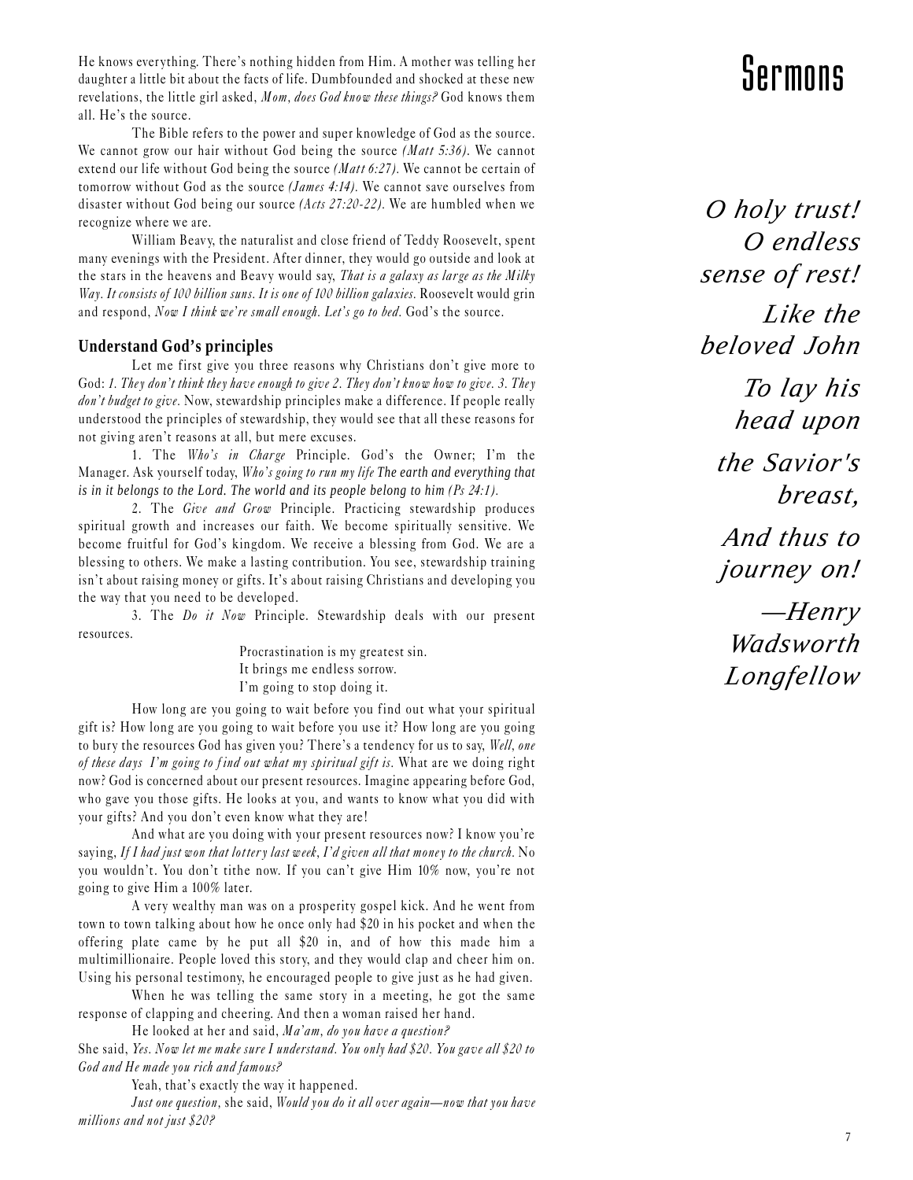He knows everything. There's nothing hidden from Him. A mother was telling her daughter a little bit about the facts of life. Dumbfounded and shocked at these new revelations, the little girl asked, *Mom, does God know these things?* God knows them all. He's the source.

The Bible refers to the power and super knowledge of God as the source. We cannot grow our hair without God being the source *(Matt 5:36).* We cannot extend our life without God being the source *(Matt 6:27).* We cannot be certain of tomorrow without God as the source *(James 4:14).* We cannot save ourselves from disaster without God being our source *(Acts 27:20-22).* We are humbled when we recognize where we are.

William Beavy, the naturalist and close friend of Teddy Roosevelt, spent many evenings with the President. After dinner, they would go outside and look at the stars in the heavens and Beavy would say, *That is a galaxy as large as the Milky Way. It consists of 100 billion suns. It is one of 100 billion galaxies.* Roosevelt would grin and respond, *Now I think we're small enough. Let's go to bed.* God's the source.

### Understand God's principles

Let me first give you three reasons why Christians don't give more to God: *1. They don't think they have enough to give 2. They don't know how to give. 3. They don't budget to give.* Now, stewardship principles make a difference. If people really understood the principles of stewardship, they would see that all these reasons for not giving aren't reasons at all, but mere excuses.

1. The *Who's in Charge* Principle. God's the Owner; I'm the Manager. Ask yourself today, *Who's going to run my life The earth and everything that is in it belongs to the Lord. The world and its people belong to him (Ps 24:1).*

2. The *Give and Grow* Principle. Practicing stewardship produces spiritual growth and increases our faith. We become spiritually sensitive. We become fruitful for God's kingdom. We receive a blessing from God. We are a blessing to others. We make a lasting contribution. You see, stewardship training isn't about raising money or gifts. It's about raising Christians and developing you the way that you need to be developed.

3. The *Do it Now* Principle. Stewardship deals with our present resources.

> Procrastination is my greatest sin.
> It brings me endless sorrow.
> I'm going to stop doing it.

How long are you going to wait before you find out what your spiritual gift is? How long are you going to wait before you use it? How long are you going to bury the resources God has given you? There's a tendency for us to say, *Well, one of these days I'm going to find out what my spiritual gift is.* What are we doing right now? God is concerned about our present resources. Imagine appearing before God, who gave you those gifts. He looks at you, and wants to know what you did with your gifts? And you don't even know what they are!

And what are you doing with your present resources now? I know you're saying, *If I had just won that lottery last week, I'd given all that money to the church.* No you wouldn't. You don't tithe now. If you can't give Him 10% now, you're not going to give Him a 100% later.

A very wealthy man was on a prosperity gospel kick. And he went from town to town talking about how he once only had $20 in his pocket and when the offering plate came by he put all $20 in, and of how this made him a multimillionaire. People loved this story, and they would clap and cheer him on. Using his personal testimony, he encouraged people to give just as he had given.

When he was telling the same story in a meeting, he got the same response of clapping and cheering. And then a woman raised her hand.

He looked at her and said, *Ma'am, do you have a question?*

She said, *Yes. Now let me make sure I understand. You only had $20. You gave all $20 to God and He made you rich and famous?*

Yeah, that's exactly the way it happened.

*Just one question*, she said, *Would you do it all over again—now that you have millions and not just $20?*

*O holy trust! O endless sense of rest! Like the beloved John To lay his head upon the Savior's breast, And thus to journey on!*

*—Henry Wadsworth Longfellow*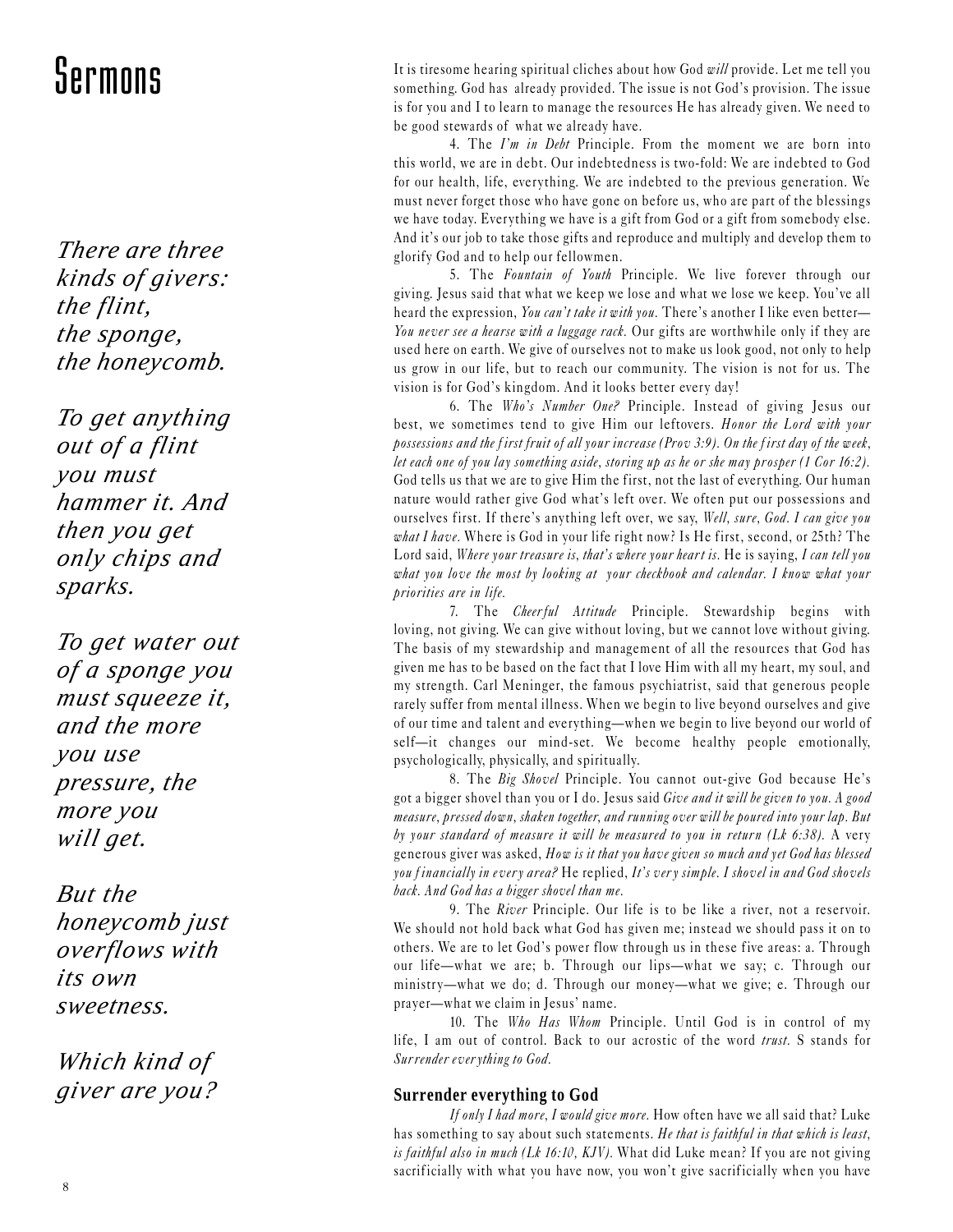# Sermons

*There are three kinds of givers: the flint, the sponge, the honeycomb.*

*To get anything out of a flint you must hammer it. And then you get only chips and sparks.*

*To get water out of a sponge you must squeeze it, and the more you use pressure, the more you will get.*

*But the honeycomb just overflows with its own sweetness.*

*Which kind of giver are you?*

It is tiresome hearing spiritual cliches about how God *will* provide. Let me tell you something. God has already provided. The issue is not God's provision. The issue is for you and I to learn to manage the resources He has already given. We need to be good stewards of what we already have.

4. The *I'm in Debt* Principle. From the moment we are born into this world, we are in debt. Our indebtedness is two-fold: We are indebted to God for our health, life, everything. We are indebted to the previous generation. We must never forget those who have gone on before us, who are part of the blessings we have today. Everything we have is a gift from God or a gift from somebody else. And it's our job to take those gifts and reproduce and multiply and develop them to glorify God and to help our fellowmen.

5. The *Fountain of Youth* Principle. We live forever through our giving. Jesus said that what we keep we lose and what we lose we keep. You've all heard the expression, *You can't take it with you*. There's another I like even better—*You never see a hearse with a luggage rack.* Our gifts are worthwhile only if they are used here on earth. We give of ourselves not to make us look good, not only to help us grow in our life, but to reach our community. The vision is not for us. The vision is for God's kingdom. And it looks better every day!

6. The *Who's Number One?* Principle. Instead of giving Jesus our best, we sometimes tend to give Him our leftovers. *Honor the Lord with your possessions and the first fruit of all your increase (Prov 3:9). On the first day of the week, let each one of you lay something aside, storing up as he or she may prosper (1 Cor 16:2).* God tells us that we are to give Him the first, not the last of everything. Our human nature would rather give God what's left over. We often put our possessions and ourselves first. If there's anything left over, we say, *Well, sure, God. I can give you what I have.* Where is God in your life right now? Is He first, second, or 25th? The Lord said, *Where your treasure is, that's where your heart is.* He is saying, *I can tell you what you love the most by looking at your checkbook and calendar. I know what your priorities are in life.*

7. The *Cheerful Attitude* Principle. Stewardship begins with loving, not giving. We can give without loving, but we cannot love without giving. The basis of my stewardship and management of all the resources that God has given me has to be based on the fact that I love Him with all my heart, my soul, and my strength. Carl Meninger, the famous psychiatrist, said that generous people rarely suffer from mental illness. When we begin to live beyond ourselves and give of our time and talent and everything—when we begin to live beyond our world of self—it changes our mind-set. We become healthy people emotionally, psychologically, physically, and spiritually.

8. The *Big Shovel* Principle. You cannot out-give God because He's got a bigger shovel than you or I do. Jesus said *Give and it will be given to you. A good measure, pressed down, shaken together, and running over will be poured into your lap. But by your standard of measure it will be measured to you in return (Lk 6:38).* A very generous giver was asked, *How is it that you have given so much and yet God has blessed you financially in every area?* He replied, *It's very simple. I shovel in and God shovels back. And God has a bigger shovel than me.*

9. The *River* Principle. Our life is to be like a river, not a reservoir. We should not hold back what God has given me; instead we should pass it on to others. We are to let God's power flow through us in these five areas: a. Through our life—what we are; b. Through our lips—what we say; c. Through our ministry—what we do; d. Through our money—what we give; e. Through our prayer—what we claim in Jesus' name.

10. The *Who Has Whom* Principle. Until God is in control of my life, I am out of control. Back to our acrostic of the word *trust.* S stands for *Surrender everything to God.*

### Surrender everything to God

*If only I had more, I would give more.* How often have we all said that? Luke has something to say about such statements. *He that is faithful in that which is least, is faithful also in much (Lk 16:10, KJV).* What did Luke mean? If you are not giving sacrificially with what you have now, you won't give sacrificially when you have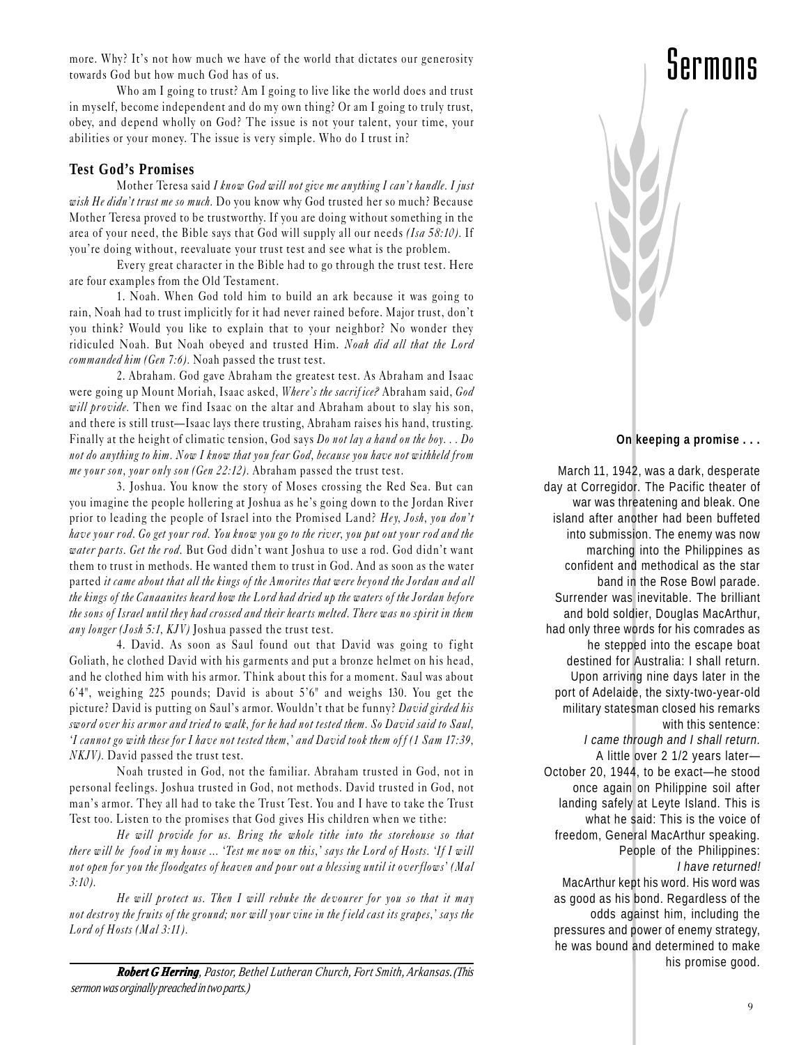more. Why? It's not how much we have of the world that dictates our generosity towards God but how much God has of us.

Who am I going to trust? Am I going to live like the world does and trust in myself, become independent and do my own thing? Or am I going to truly trust, obey, and depend wholly on God? The issue is not your talent, your time, your abilities or your money. The issue is very simple. Who do I trust in?

### Test God's Promises

Mother Teresa said *I know God will not give me anything I can't handle. I just wish He didn't trust me so much.* Do you know why God trusted her so much? Because Mother Teresa proved to be trustworthy. If you are doing without something in the area of your need, the Bible says that God will supply all our needs *(Isa 58:10).* If you're doing without, reevaluate your trust test and see what is the problem.

Every great character in the Bible had to go through the trust test. Here are four examples from the Old Testament.

1. Noah. When God told him to build an ark because it was going to rain, Noah had to trust implicitly for it had never rained before. Major trust, don't you think? Would you like to explain that to your neighbor? No wonder they ridiculed Noah. But Noah obeyed and trusted Him. *Noah did all that the Lord commanded him (Gen 7:6).* Noah passed the trust test.

2. Abraham. God gave Abraham the greatest test. As Abraham and Isaac were going up Mount Moriah, Isaac asked, *Where's the sacrifice?* Abraham said, *God will provide.* Then we find Isaac on the altar and Abraham about to slay his son, and there is still trust—Isaac lays there trusting, Abraham raises his hand, trusting. Finally at the height of climatic tension, God says *Do not lay a hand on the boy. . . Do not do anything to him. Now I know that you fear God, because you have not withheld from me your son, your only son (Gen 22:12).* Abraham passed the trust test.

3. Joshua. You know the story of Moses crossing the Red Sea. But can you imagine the people hollering at Joshua as he's going down to the Jordan River prior to leading the people of Israel into the Promised Land? *Hey, Josh, you don't have your rod. Go get your rod. You know you go to the river, you put out your rod and the water parts. Get the rod.* But God didn't want Joshua to use a rod. God didn't want them to trust in methods. He wanted them to trust in God. And as soon as the water parted *it came about that all the kings of the Amorites that were beyond the Jordan and all the kings of the Canaanites heard how the Lord had dried up the waters of the Jordan before the sons of Israel until they had crossed and their hearts melted. There was no spirit in them any longer (Josh 5:1, KJV)* Joshua passed the trust test.

4. David. As soon as Saul found out that David was going to fight Goliath, he clothed David with his garments and put a bronze helmet on his head, and he clothed him with his armor. Think about this for a moment. Saul was about 6'4", weighing 225 pounds; David is about 5'6" and weighs 130. You get the picture? David is putting on Saul's armor. Wouldn't that be funny? *David girded his sword over his armor and tried to walk, for he had not tested them. So David said to Saul, 'I cannot go with these for I have not tested them,' and David took them off (1 Sam 17:39, NKJV).* David passed the trust test.

Noah trusted in God, not the familiar. Abraham trusted in God, not in personal feelings. Joshua trusted in God, not methods. David trusted in God, not man's armor. They all had to take the Trust Test. You and I have to take the Trust Test too. Listen to the promises that God gives His children when we tithe:

*He will provide for us. Bring the whole tithe into the storehouse so that there will be food in my house ... 'Test me now on this,' says the Lord of Hosts. 'If I will not open for you the floodgates of heaven and pour out a blessing until it overflows' (Mal 3:10).*

*He will protect us. Then I will rebuke the devourer for you so that it may not destroy the fruits of the ground; nor will your vine in the field cast its grapes,' says the Lord of Hosts (Mal 3:11).*

---

***Robert G Herring****, Pastor, Bethel Lutheran Church, Fort Smith, Arkansas. (This sermon was orginally preached in two parts.)*

# Sermons

**On keeping a promise . . .**

March 11, 1942, was a dark, desperate day at Corregidor. The Pacific theater of war was threatening and bleak. One island after another had been buffeted into submission. The enemy was now marching into the Philippines as confident and methodical as the star band in the Rose Bowl parade. Surrender was inevitable. The brilliant and bold soldier, Douglas MacArthur, had only three words for his comrades as he stepped into the escape boat destined for Australia: I shall return. Upon arriving nine days later in the port of Adelaide, the sixty-two-year-old military statesman closed his remarks with this sentence:

*I came through and I shall return.*

A little over 2 1/2 years later—October 20, 1944, to be exact—he stood once again on Philippine soil after landing safely at Leyte Island. This is what he said: This is the voice of freedom, General MacArthur speaking. People of the Philippines:

*I have returned!*

MacArthur kept his word. His word was as good as his bond. Regardless of the odds against him, including the pressures and power of enemy strategy, he was bound and determined to make his promise good.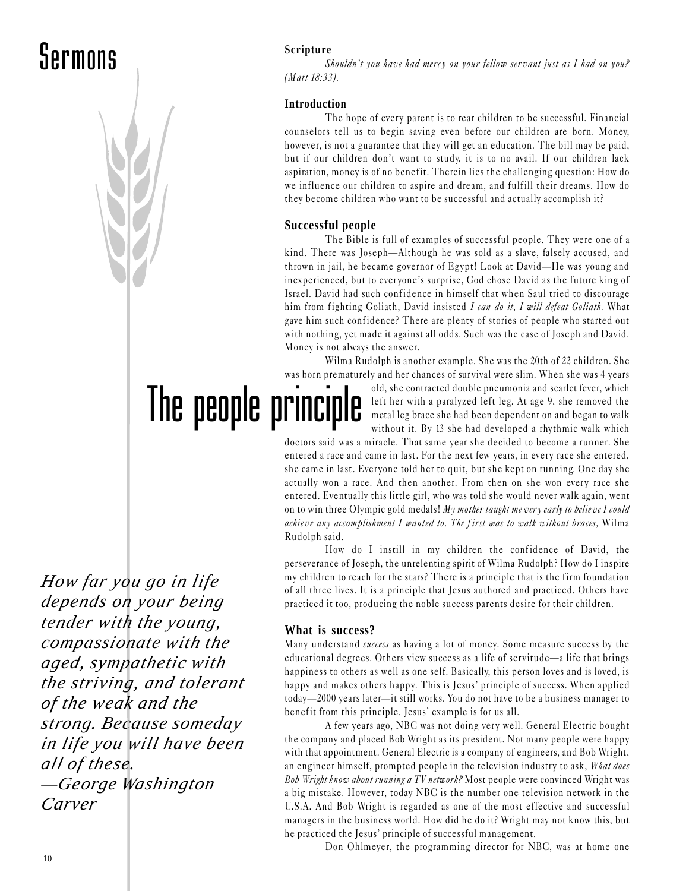# The people principle

*How far you go in life depends on your being tender with the young, compassionate with the aged, sympathetic with the striving, and tolerant of the weak and the strong. Because someday in life you will have been all of these.*
*—George Washington Carver*

### Scripture

*Shouldn't you have had mercy on your fellow servant just as I had on you? (Matt 18:33).*

### Introduction

The hope of every parent is to rear children to be successful. Financial counselors tell us to begin saving even before our children are born. Money, however, is not a guarantee that they will get an education. The bill may be paid, but if our children don't want to study, it is to no avail. If our children lack aspiration, money is of no benefit. Therein lies the challenging question: How do we influence our children to aspire and dream, and fulfill their dreams. How do they become children who want to be successful and actually accomplish it?

### Successful people

The Bible is full of examples of successful people. They were one of a kind. There was Joseph—Although he was sold as a slave, falsely accused, and thrown in jail, he became governor of Egypt! Look at David—He was young and inexperienced, but to everyone's surprise, God chose David as the future king of Israel. David had such confidence in himself that when Saul tried to discourage him from fighting Goliath, David insisted *I can do it, I will defeat Goliath.* What gave him such confidence? There are plenty of stories of people who started out with nothing, yet made it against all odds. Such was the case of Joseph and David. Money is not always the answer.

Wilma Rudolph is another example. She was the 20th of 22 children. She was born prematurely and her chances of survival were slim. When she was 4 years old, she contracted double pneumonia and scarlet fever, which left her with a paralyzed left leg. At age 9, she removed the metal leg brace she had been dependent on and began to walk without it. By 13 she had developed a rhythmic walk which doctors said was a miracle. That same year she decided to become a runner. She entered a race and came in last. For the next few years, in every race she entered, she came in last. Everyone told her to quit, but she kept on running. One day she actually won a race. And then another. From then on she won every race she entered. Eventually this little girl, who was told she would never walk again, went on to win three Olympic gold medals! *My mother taught me very early to believe I could achieve any accomplishment I wanted to. The first was to walk without braces,* Wilma Rudolph said.

How do I instill in my children the confidence of David, the perseverance of Joseph, the unrelenting spirit of Wilma Rudolph? How do I inspire my children to reach for the stars? There is a principle that is the firm foundation of all three lives. It is a principle that Jesus authored and practiced. Others have practiced it too, producing the noble success parents desire for their children.

### What is success?

Many understand *success* as having a lot of money. Some measure success by the educational degrees. Others view success as a life of servitude—a life that brings happiness to others as well as one self. Basically, this person loves and is loved, is happy and makes others happy. This is Jesus' principle of success. When applied today—2000 years later—it still works. You do not have to be a business manager to benefit from this principle. Jesus' example is for us all.

A few years ago, NBC was not doing very well. General Electric bought the company and placed Bob Wright as its president. Not many people were happy with that appointment. General Electric is a company of engineers, and Bob Wright, an engineer himself, prompted people in the television industry to ask, *What does Bob Wright know about running a TV network?* Most people were convinced Wright was a big mistake. However, today NBC is the number one television network in the U.S.A. And Bob Wright is regarded as one of the most effective and successful managers in the business world. How did he do it? Wright may not know this, but he practiced the Jesus' principle of successful management.

Don Ohlmeyer, the programming director for NBC, was at home one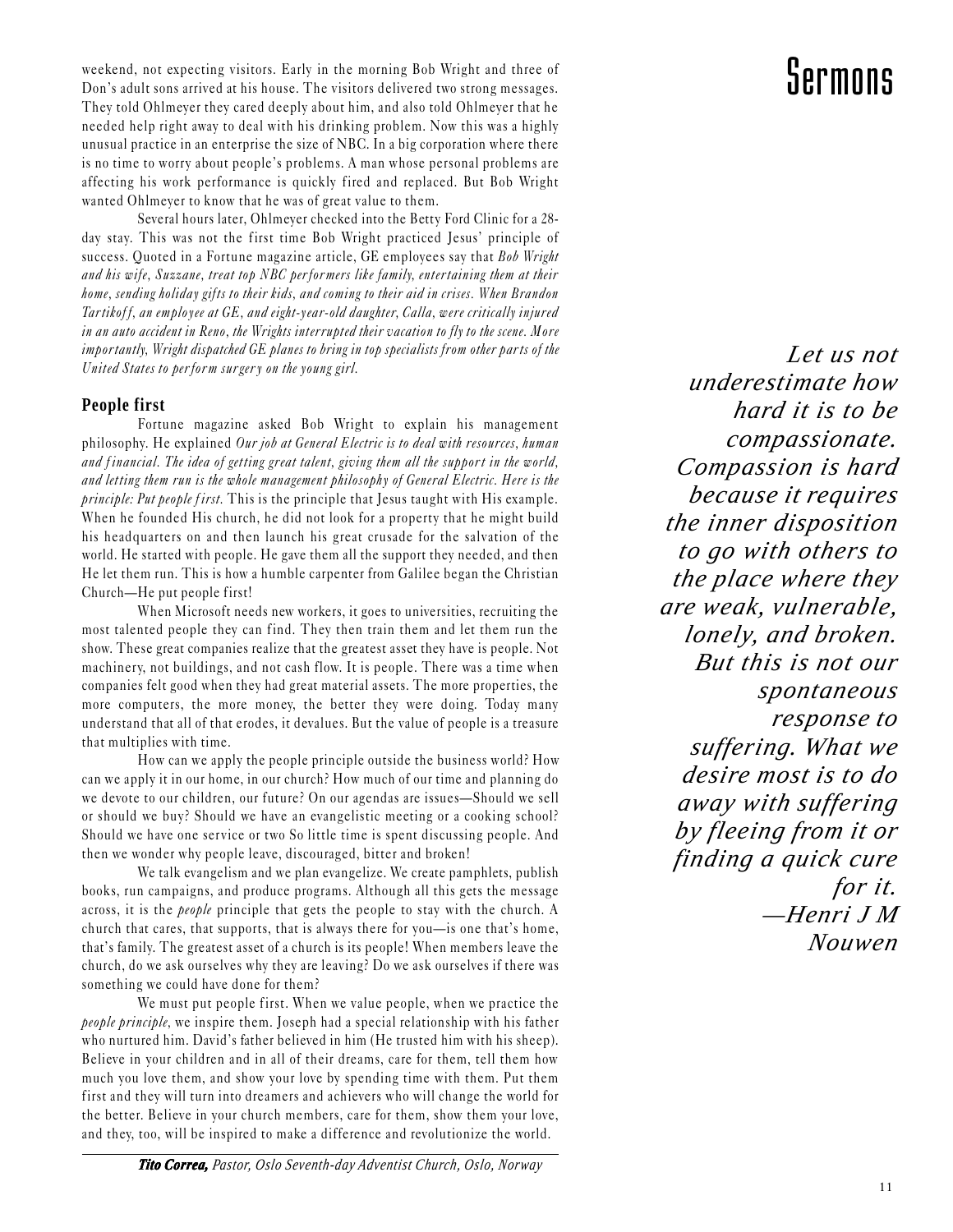weekend, not expecting visitors. Early in the morning Bob Wright and three of Don's adult sons arrived at his house. The visitors delivered two strong messages. They told Ohlmeyer they cared deeply about him, and also told Ohlmeyer that he needed help right away to deal with his drinking problem. Now this was a highly unusual practice in an enterprise the size of NBC. In a big corporation where there is no time to worry about people's problems. A man whose personal problems are affecting his work performance is quickly fired and replaced. But Bob Wright wanted Ohlmeyer to know that he was of great value to them.

Several hours later, Ohlmeyer checked into the Betty Ford Clinic for a 28-day stay. This was not the first time Bob Wright practiced Jesus' principle of success. Quoted in a Fortune magazine article, GE employees say that *Bob Wright and his wife, Suzzane, treat top NBC performers like family, entertaining them at their home, sending holiday gifts to their kids, and coming to their aid in crises. When Brandon Tartikoff, an employee at GE, and eight-year-old daughter, Calla, were critically injured in an auto accident in Reno, the Wrights interrupted their vacation to fly to the scene. More importantly, Wright dispatched GE planes to bring in top specialists from other parts of the United States to perform surgery on the young girl.*

## People first

Fortune magazine asked Bob Wright to explain his management philosophy. He explained *Our job at General Electric is to deal with resources, human and financial. The idea of getting great talent, giving them all the support in the world, and letting them run is the whole management philosophy of General Electric. Here is the principle: Put people first.* This is the principle that Jesus taught with His example. When he founded His church, he did not look for a property that he might build his headquarters on and then launch his great crusade for the salvation of the world. He started with people. He gave them all the support they needed, and then He let them run. This is how a humble carpenter from Galilee began the Christian Church—He put people first!

When Microsoft needs new workers, it goes to universities, recruiting the most talented people they can find. They then train them and let them run the show. These great companies realize that the greatest asset they have is people. Not machinery, not buildings, and not cash flow. It is people. There was a time when companies felt good when they had great material assets. The more properties, the more computers, the more money, the better they were doing. Today many understand that all of that erodes, it devalues. But the value of people is a treasure that multiplies with time.

How can we apply the people principle outside the business world? How can we apply it in our home, in our church? How much of our time and planning do we devote to our children, our future? On our agendas are issues—Should we sell or should we buy? Should we have an evangelistic meeting or a cooking school? Should we have one service or two So little time is spent discussing people. And then we wonder why people leave, discouraged, bitter and broken!

We talk evangelism and we plan evangelize. We create pamphlets, publish books, run campaigns, and produce programs. Although all this gets the message across, it is the *people* principle that gets the people to stay with the church. A church that cares, that supports, that is always there for you—is one that's home, that's family. The greatest asset of a church is its people! When members leave the church, do we ask ourselves why they are leaving? Do we ask ourselves if there was something we could have done for them?

We must put people first. When we value people, when we practice the *people principle*, we inspire them. Joseph had a special relationship with his father who nurtured him. David's father believed in him (He trusted him with his sheep). Believe in your children and in all of their dreams, care for them, tell them how much you love them, and show your love by spending time with them. Put them first and they will turn into dreamers and achievers who will change the world for the better. Believe in your church members, care for them, show them your love, and they, too, will be inspired to make a difference and revolutionize the world.

***Tito Correa,*** *Pastor, Oslo Seventh-day Adventist Church, Oslo, Norway*

*Let us not underestimate how hard it is to be compassionate. Compassion is hard because it requires the inner disposition to go with others to the place where they are weak, vulnerable, lonely, and broken. But this is not our spontaneous response to suffering. What we desire most is to do away with suffering by fleeing from it or finding a quick cure for it.*
*—Henri J M Nouwen*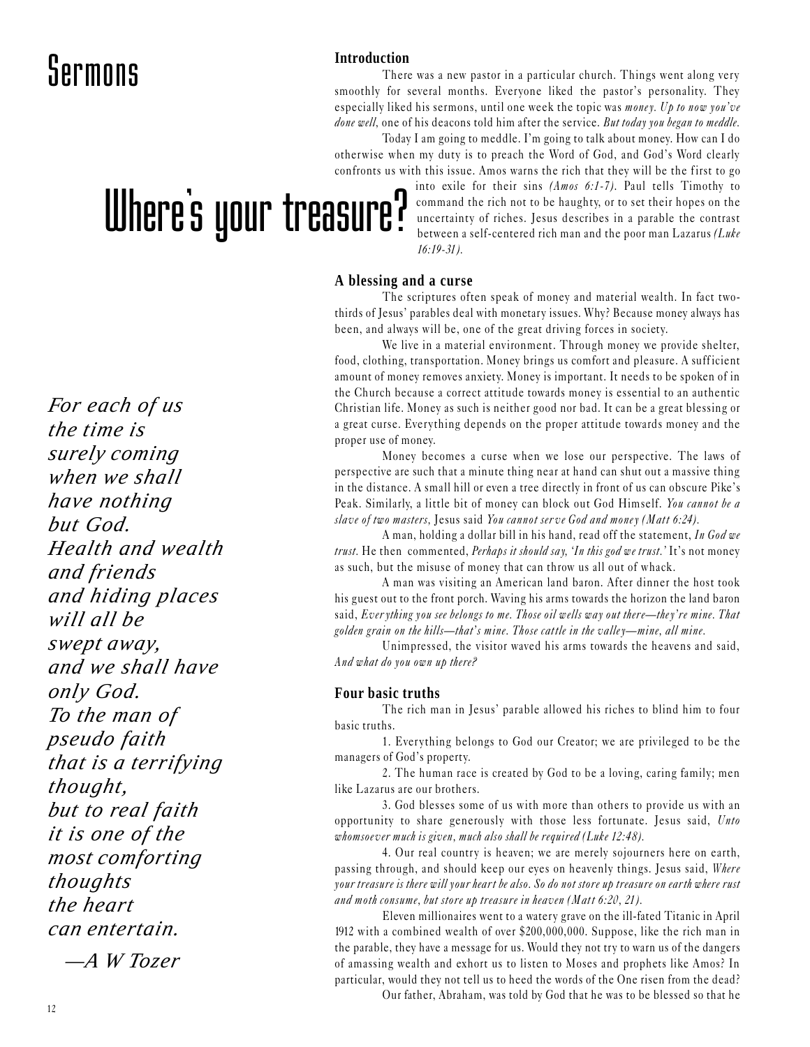# Sermons

# Where's your treasure?

## Introduction

There was a new pastor in a particular church. Things went along very smoothly for several months. Everyone liked the pastor's personality. They especially liked his sermons, until one week the topic was *money*. *Up to now you've done well,* one of his deacons told him after the service. *But today you began to meddle.*

Today I am going to meddle. I'm going to talk about money. How can I do otherwise when my duty is to preach the Word of God, and God's Word clearly confronts us with this issue. Amos warns the rich that they will be the first to go into exile for their sins *(Amos 6:1-7)*. Paul tells Timothy to command the rich not to be haughty, or to set their hopes on the uncertainty of riches. Jesus describes in a parable the contrast between a self-centered rich man and the poor man Lazarus *(Luke 16:19-31)*.

*For each of us the time is surely coming when we shall have nothing but God. Health and wealth and friends and hiding places will all be swept away, and we shall have only God. To the man of pseudo faith that is a terrifying thought, but to real faith it is one of the most comforting thoughts the heart can entertain.*

*—A W Tozer*

## A blessing and a curse

The scriptures often speak of money and material wealth. In fact two-thirds of Jesus' parables deal with monetary issues. Why? Because money always has been, and always will be, one of the great driving forces in society.

We live in a material environment. Through money we provide shelter, food, clothing, transportation. Money brings us comfort and pleasure. A sufficient amount of money removes anxiety. Money is important. It needs to be spoken of in the Church because a correct attitude towards money is essential to an authentic Christian life. Money as such is neither good nor bad. It can be a great blessing or a great curse. Everything depends on the proper attitude towards money and the proper use of money.

Money becomes a curse when we lose our perspective. The laws of perspective are such that a minute thing near at hand can shut out a massive thing in the distance. A small hill or even a tree directly in front of us can obscure Pike's Peak. Similarly, a little bit of money can block out God Himself. *You cannot be a slave of two masters*, Jesus said *You cannot serve God and money (Matt 6:24).*

A man, holding a dollar bill in his hand, read off the statement, *In God we trust.* He then commented, *Perhaps it should say, 'In this god we trust.'* It's not money as such, but the misuse of money that can throw us all out of whack.

A man was visiting an American land baron. After dinner the host took his guest out to the front porch. Waving his arms towards the horizon the land baron said, *Everything you see belongs to me. Those oil wells way out there—they're mine. That golden grain on the hills—that's mine. Those cattle in the valley—mine, all mine.*

Unimpressed, the visitor waved his arms towards the heavens and said, *And what do you own up there?*

## Four basic truths

The rich man in Jesus' parable allowed his riches to blind him to four basic truths.

1. Everything belongs to God our Creator; we are privileged to be the managers of God's property.

2. The human race is created by God to be a loving, caring family; men like Lazarus are our brothers.

3. God blesses some of us with more than others to provide us with an opportunity to share generously with those less fortunate. Jesus said, *Unto whomsoever much is given, much also shall be required (Luke 12:48).*

4. Our real country is heaven; we are merely sojourners here on earth, passing through, and should keep our eyes on heavenly things. Jesus said, *Where your treasure is there will your heart be also. So do not store up treasure on earth where rust and moth consume, but store up treasure in heaven (Matt 6:20, 21).*

Eleven millionaires went to a watery grave on the ill-fated Titanic in April 1912 with a combined wealth of over $200,000,000. Suppose, like the rich man in the parable, they have a message for us. Would they not try to warn us of the dangers of amassing wealth and exhort us to listen to Moses and prophets like Amos? In particular, would they not tell us to heed the words of the One risen from the dead?

Our father, Abraham, was told by God that he was to be blessed so that he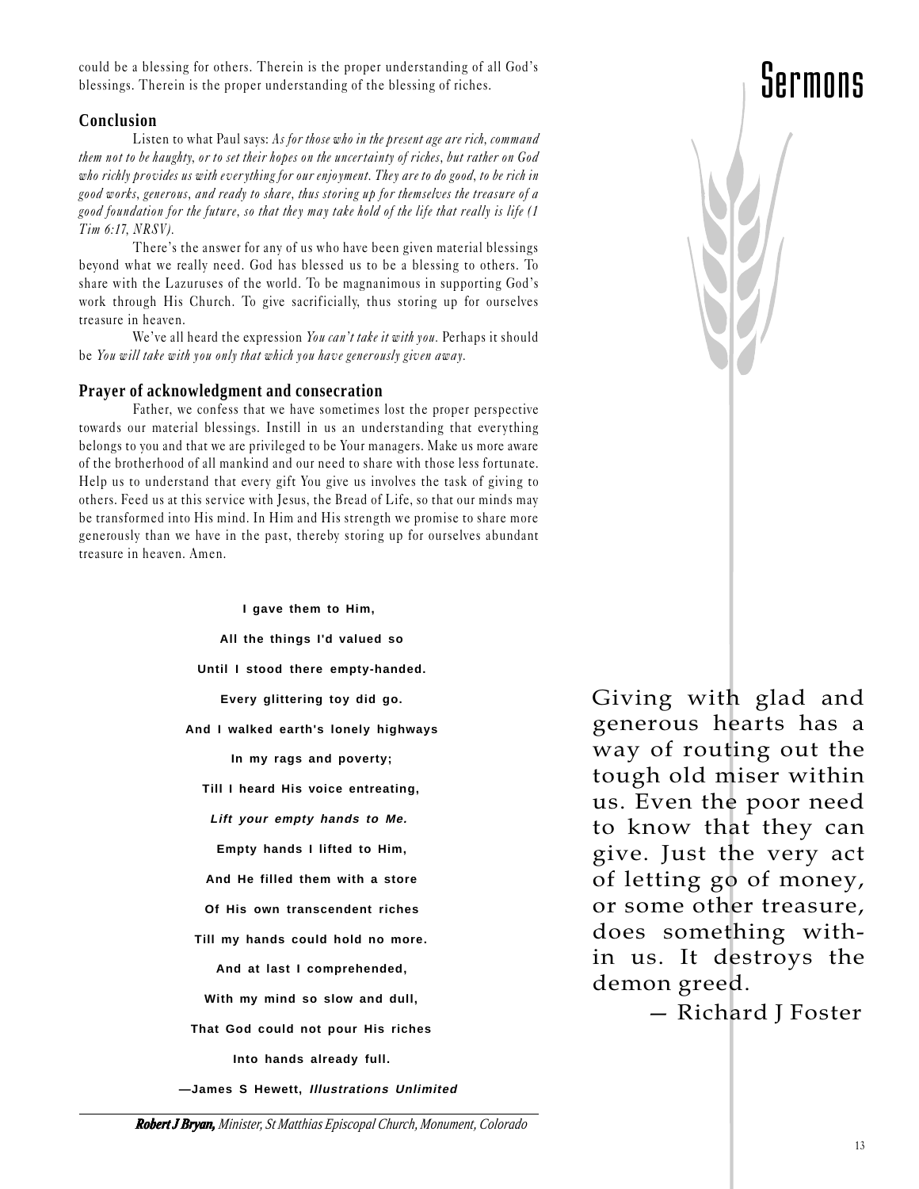could be a blessing for others. Therein is the proper understanding of all God's blessings. Therein is the proper understanding of the blessing of riches.

### Conclusion

Listen to what Paul says: *As for those who in the present age are rich, command them not to be haughty, or to set their hopes on the uncertainty of riches, but rather on God who richly provides us with everything for our enjoyment. They are to do good, to be rich in good works, generous, and ready to share, thus storing up for themselves the treasure of a good foundation for the future, so that they may take hold of the life that really is life (1 Tim 6:17, NRSV).*

There's the answer for any of us who have been given material blessings beyond what we really need. God has blessed us to be a blessing to others. To share with the Lazuruses of the world. To be magnanimous in supporting God's work through His Church. To give sacrificially, thus storing up for ourselves treasure in heaven.

We've all heard the expression *You can't take it with you.* Perhaps it should be *You will take with you only that which you have generously given away.*

### Prayer of acknowledgment and consecration

Father, we confess that we have sometimes lost the proper perspective towards our material blessings. Instill in us an understanding that everything belongs to you and that we are privileged to be Your managers. Make us more aware of the brotherhood of all mankind and our need to share with those less fortunate. Help us to understand that every gift You give us involves the task of giving to others. Feed us at this service with Jesus, the Bread of Life, so that our minds may be transformed into His mind. In Him and His strength we promise to share more generously than we have in the past, thereby storing up for ourselves abundant treasure in heaven. Amen.

**I gave them to Him,**
**All the things I'd valued so**
**Until I stood there empty-handed.**
**Every glittering toy did go.**
**And I walked earth's lonely highways**
**In my rags and poverty;**
**Till I heard His voice entreating,**
***Lift your empty hands to Me.***
**Empty hands I lifted to Him,**
**And He filled them with a store**
**Of His own transcendent riches**
**Till my hands could hold no more.**
**And at last I comprehended,**
**With my mind so slow and dull,**
**That God could not pour His riches**
**Into hands already full.**

**—James S Hewett, *Illustrations Unlimited***

Giving with glad and generous hearts has a way of routing out the tough old miser within us. Even the poor need to know that they can give. Just the very act of letting go of money, or some other treasure, does something within us. It destroys the demon greed.

— Richard J Foster

***Robert J Bryan,*** *Minister, St Matthias Episcopal Church, Monument, Colorado*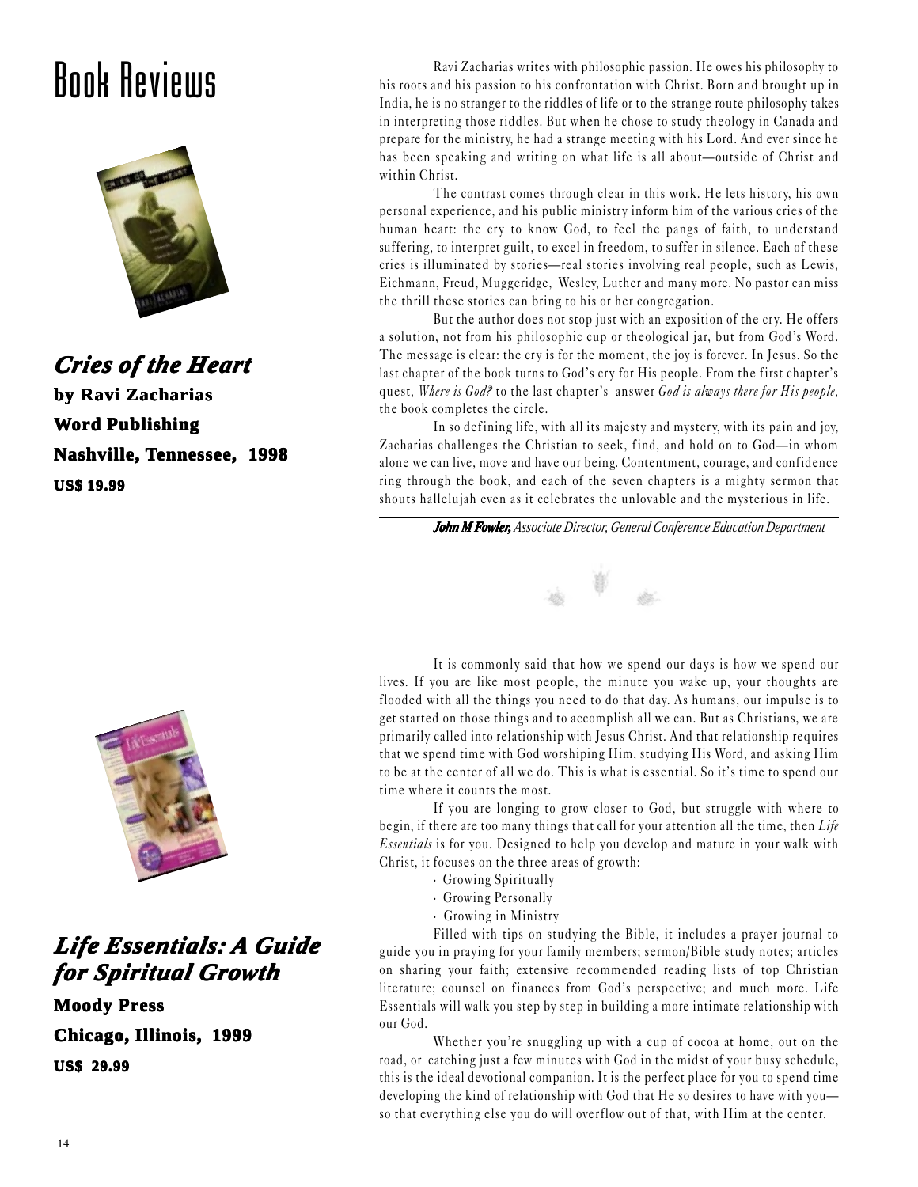# Book Reviews

### *Cries of the Heart*

**by Ravi Zacharias**

**Word Publishing**

**Nashville, Tennessee, 1998**

**US$ 19.99**

Ravi Zacharias writes with philosophic passion. He owes his philosophy to his roots and his passion to his confrontation with Christ. Born and brought up in India, he is no stranger to the riddles of life or to the strange route philosophy takes in interpreting those riddles. But when he chose to study theology in Canada and prepare for the ministry, he had a strange meeting with his Lord. And ever since he has been speaking and writing on what life is all about—outside of Christ and within Christ.

The contrast comes through clear in this work. He lets history, his own personal experience, and his public ministry inform him of the various cries of the human heart: the cry to know God, to feel the pangs of faith, to understand suffering, to interpret guilt, to excel in freedom, to suffer in silence. Each of these cries is illuminated by stories—real stories involving real people, such as Lewis, Eichmann, Freud, Muggeridge, Wesley, Luther and many more. No pastor can miss the thrill these stories can bring to his or her congregation.

But the author does not stop just with an exposition of the cry. He offers a solution, not from his philosophic cup or theological jar, but from God's Word. The message is clear: the cry is for the moment, the joy is forever. In Jesus. So the last chapter of the book turns to God's cry for His people. From the first chapter's quest, *Where is God?* to the last chapter's answer *God is always there for His people*, the book completes the circle.

In so defining life, with all its majesty and mystery, with its pain and joy, Zacharias challenges the Christian to seek, find, and hold on to God—in whom alone we can live, move and have our being. Contentment, courage, and confidence ring through the book, and each of the seven chapters is a mighty sermon that shouts hallelujah even as it celebrates the unlovable and the mysterious in life.

***John M Fowler,*** *Associate Director, General Conference Education Department*

### *Life Essentials: A Guide for Spiritual Growth*

**Moody Press**

**Chicago, Illinois, 1999**

**US$ 29.99**

It is commonly said that how we spend our days is how we spend our lives. If you are like most people, the minute you wake up, your thoughts are flooded with all the things you need to do that day. As humans, our impulse is to get started on those things and to accomplish all we can. But as Christians, we are primarily called into relationship with Jesus Christ. And that relationship requires that we spend time with God worshiping Him, studying His Word, and asking Him to be at the center of all we do. This is what is essential. So it's time to spend our time where it counts the most.

If you are longing to grow closer to God, but struggle with where to begin, if there are too many things that call for your attention all the time, then *Life Essentials* is for you. Designed to help you develop and mature in your walk with Christ, it focuses on the three areas of growth:

- Growing Spiritually
- Growing Personally
- Growing in Ministry

Filled with tips on studying the Bible, it includes a prayer journal to guide you in praying for your family members; sermon/Bible study notes; articles on sharing your faith; extensive recommended reading lists of top Christian literature; counsel on finances from God's perspective; and much more. Life Essentials will walk you step by step in building a more intimate relationship with our God.

Whether you're snuggling up with a cup of cocoa at home, out on the road, or catching just a few minutes with God in the midst of your busy schedule, this is the ideal devotional companion. It is the perfect place for you to spend time developing the kind of relationship with God that He so desires to have with you—so that everything else you do will overflow out of that, with Him at the center.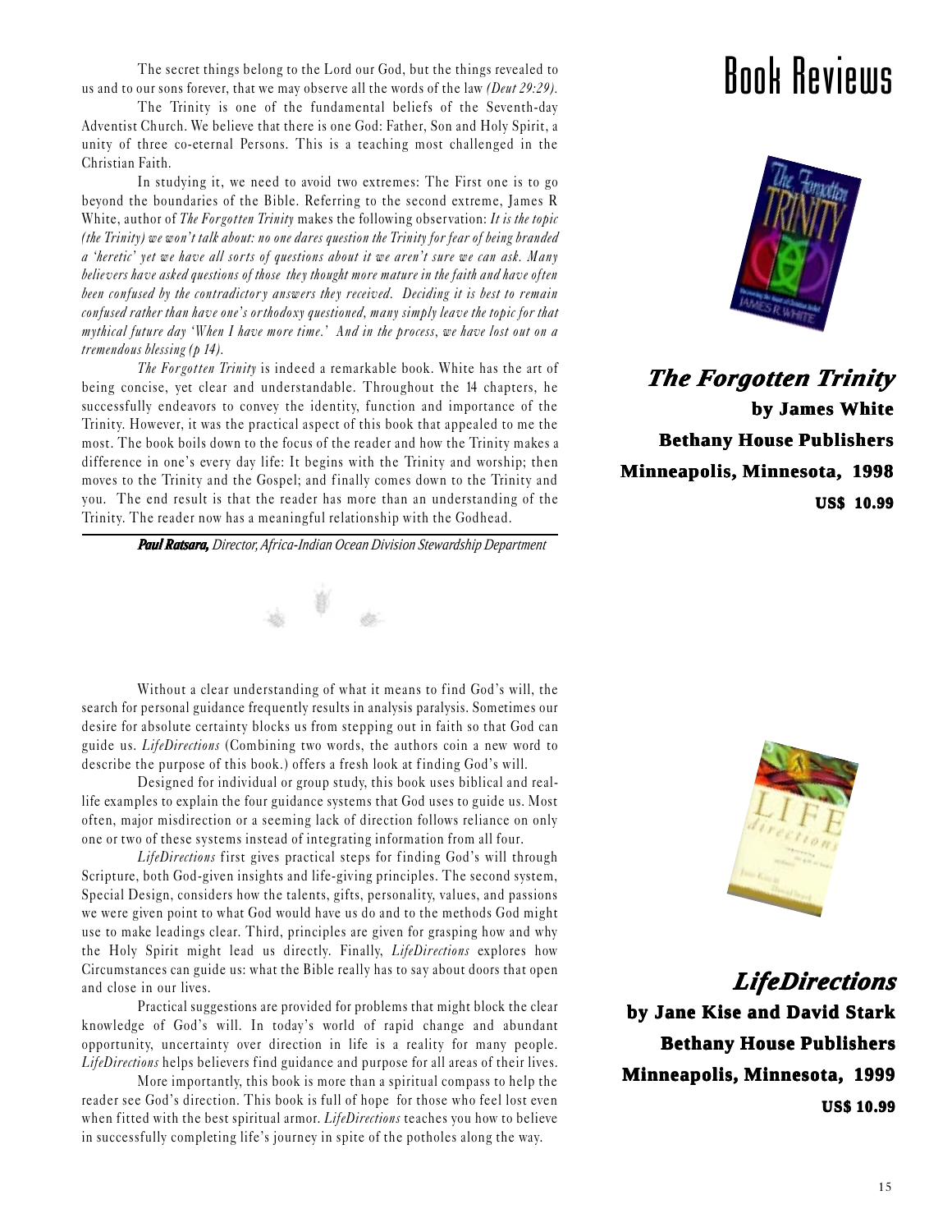# Book Reviews

## *The Forgotten Trinity*

**by James White**
**Bethany House Publishers**
**Minneapolis, Minnesota, 1998**
**US$ 10.99**

The secret things belong to the Lord our God, but the things revealed to us and to our sons forever, that we may observe all the words of the law *(Deut 29:29).*

The Trinity is one of the fundamental beliefs of the Seventh-day Adventist Church. We believe that there is one God: Father, Son and Holy Spirit, a unity of three co-eternal Persons. This is a teaching most challenged in the Christian Faith.

In studying it, we need to avoid two extremes: The First one is to go beyond the boundaries of the Bible. Referring to the second extreme, James R White, author of *The Forgotten Trinity* makes the following observation: *It is the topic (the Trinity) we won't talk about: no one dares question the Trinity for fear of being branded a 'heretic' yet we have all sorts of questions about it we aren't sure we can ask. Many believers have asked questions of those they thought more mature in the faith and have often been confused by the contradictory answers they received. Deciding it is best to remain confused rather than have one's orthodoxy questioned, many simply leave the topic for that mythical future day 'When I have more time.' And in the process, we have lost out on a tremendous blessing (p 14).*

*The Forgotten Trinity* is indeed a remarkable book. White has the art of being concise, yet clear and understandable. Throughout the 14 chapters, he successfully endeavors to convey the identity, function and importance of the Trinity. However, it was the practical aspect of this book that appealed to me the most. The book boils down to the focus of the reader and how the Trinity makes a difference in one's every day life: It begins with the Trinity and worship; then moves to the Trinity and the Gospel; and finally comes down to the Trinity and you. The end result is that the reader has more than an understanding of the Trinity. The reader now has a meaningful relationship with the Godhead.

***Paul Ratsara,*** *Director, Africa-Indian Ocean Division Stewardship Department*

## *LifeDirections*

**by Jane Kise and David Stark**
**Bethany House Publishers**
**Minneapolis, Minnesota, 1999**
**US$ 10.99**

Without a clear understanding of what it means to find God's will, the search for personal guidance frequently results in analysis paralysis. Sometimes our desire for absolute certainty blocks us from stepping out in faith so that God can guide us. *LifeDirections* (Combining two words, the authors coin a new word to describe the purpose of this book.) offers a fresh look at finding God's will.

Designed for individual or group study, this book uses biblical and real-life examples to explain the four guidance systems that God uses to guide us. Most often, major misdirection or a seeming lack of direction follows reliance on only one or two of these systems instead of integrating information from all four.

*LifeDirections* first gives practical steps for finding God's will through Scripture, both God-given insights and life-giving principles. The second system, Special Design, considers how the talents, gifts, personality, values, and passions we were given point to what God would have us do and to the methods God might use to make leadings clear. Third, principles are given for grasping how and why the Holy Spirit might lead us directly. Finally, *LifeDirections* explores how Circumstances can guide us: what the Bible really has to say about doors that open and close in our lives.

Practical suggestions are provided for problems that might block the clear knowledge of God's will. In today's world of rapid change and abundant opportunity, uncertainty over direction in life is a reality for many people. *LifeDirections* helps believers find guidance and purpose for all areas of their lives.

More importantly, this book is more than a spiritual compass to help the reader see God's direction. This book is full of hope for those who feel lost even when fitted with the best spiritual armor. *LifeDirections* teaches you how to believe in successfully completing life's journey in spite of the potholes along the way.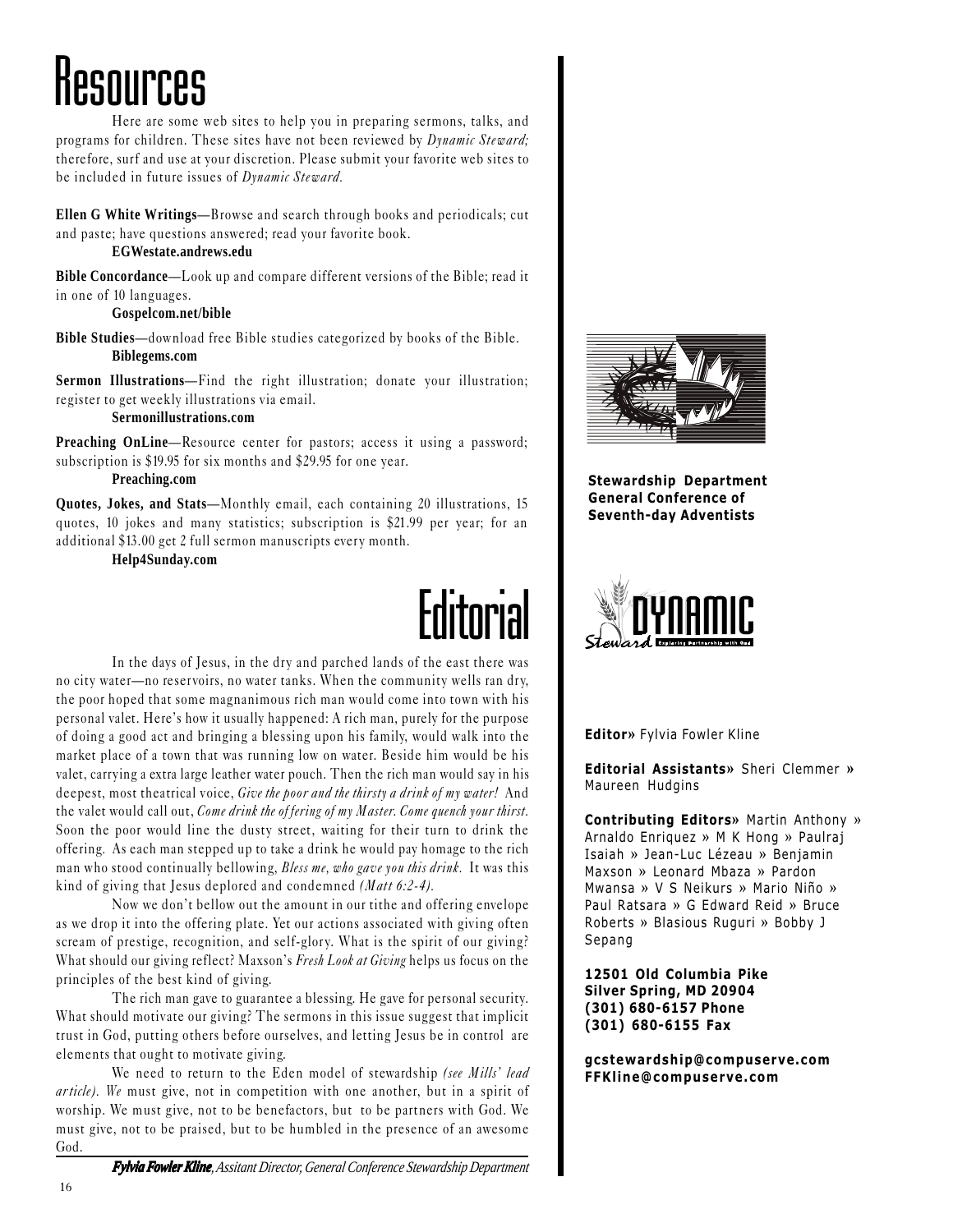# Resources

Here are some web sites to help you in preparing sermons, talks, and programs for children. These sites have not been reviewed by *Dynamic Steward;* therefore, surf and use at your discretion. Please submit your favorite web sites to be included in future issues of *Dynamic Steward.*

**Ellen G White Writings**—Browse and search through books and periodicals; cut and paste; have questions answered; read your favorite book.
**EGWestate.andrews.edu**

**Bible Concordance**—Look up and compare different versions of the Bible; read it in one of 10 languages.
**Gospelcom.net/bible**

**Bible Studies**—download free Bible studies categorized by books of the Bible.
**Biblegems.com**

**Sermon Illustrations**—Find the right illustration; donate your illustration; register to get weekly illustrations via email.
**Sermonillustrations.com**

**Preaching OnLine**—Resource center for pastors; access it using a password; subscription is $19.95 for six months and $29.95 for one year.
**Preaching.com**

**Quotes, Jokes, and Stats**—Monthly email, each containing 20 illustrations, 15 quotes, 10 jokes and many statistics; subscription is $21.99 per year; for an additional $13.00 get 2 full sermon manuscripts every month.
**Help4Sunday.com**

# Editorial

In the days of Jesus, in the dry and parched lands of the east there was no city water—no reservoirs, no water tanks. When the community wells ran dry, the poor hoped that some magnanimous rich man would come into town with his personal valet. Here's how it usually happened: A rich man, purely for the purpose of doing a good act and bringing a blessing upon his family, would walk into the market place of a town that was running low on water. Beside him would be his valet, carrying a extra large leather water pouch. Then the rich man would say in his deepest, most theatrical voice, *Give the poor and the thirsty a drink of my water!* And the valet would call out, *Come drink the offering of my Master. Come quench your thirst.* Soon the poor would line the dusty street, waiting for their turn to drink the offering. As each man stepped up to take a drink he would pay homage to the rich man who stood continually bellowing, *Bless me, who gave you this drink.* It was this kind of giving that Jesus deplored and condemned *(Matt 6:2-4).*

Now we don't bellow out the amount in our tithe and offering envelope as we drop it into the offering plate. Yet our actions associated with giving often scream of prestige, recognition, and self-glory. What is the spirit of our giving? What should our giving reflect? Maxson's *Fresh Look at Giving* helps us focus on the principles of the best kind of giving.

The rich man gave to guarantee a blessing. He gave for personal security. What should motivate our giving? The sermons in this issue suggest that implicit trust in God, putting others before ourselves, and letting Jesus be in control are elements that ought to motivate giving.

We need to return to the Eden model of stewardship *(see Mills' lead article). We* must give, not in competition with one another, but in a spirit of worship. We must give, not to be benefactors, but to be partners with God. We must give, not to be praised, but to be humbled in the presence of an awesome God.

***Fylvia Fowler Kline**, Assitant Director, General Conference Stewardship Department*

**Stewardship Department**
**General Conference of Seventh-day Adventists**

DYNAMIC Steward — Exploring Partnership with God

**Editor»** Fylvia Fowler Kline

**Editorial Assistants»** Sheri Clemmer » Maureen Hudgins

**Contributing Editors»** Martin Anthony » Arnaldo Enriquez » M K Hong » Paulraj Isaiah » Jean-Luc Lézeau » Benjamin Maxson » Leonard Mbaza » Pardon Mwansa » V S Neikurs » Mario Niño » Paul Ratsara » G Edward Reid » Bruce Roberts » Blasious Ruguri » Bobby J Sepang

**12501 Old Columbia Pike**
**Silver Spring, MD 20904**
**(301) 680-6157 Phone**
**(301) 680-6155 Fax**

**gcstewardship@compuserve.com**
**FFKline@compuserve.com**